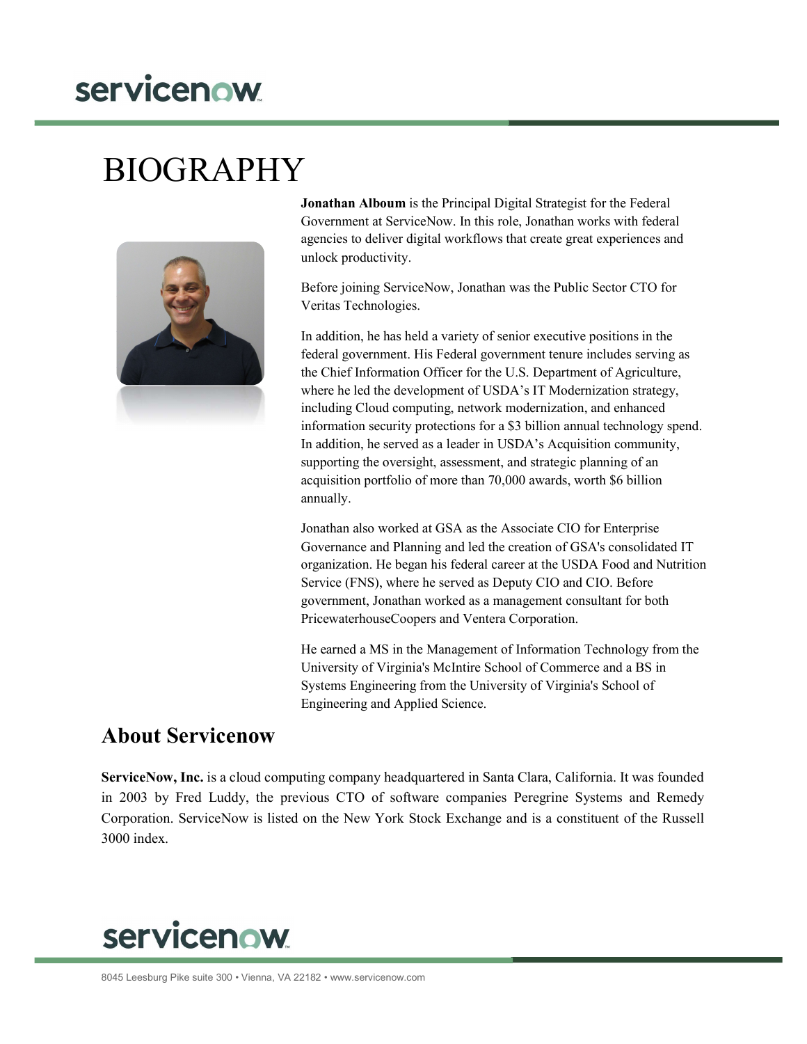# BIOGRAPHY

**Jonathan Alboum** is the Principal Digital Strategist for the Federal Government at ServiceNow. In this role, Jonathan works with federal agencies to deliver digital workflows that create great experiences and unlock productivity.

Before joining ServiceNow, Jonathan was the Public Sector CTO for Veritas Technologies.

In addition, he has held a variety of senior executive positions in the federal government. His Federal government tenure includes serving as the Chief Information Officer for the U.S. Department of Agriculture, where he led the development of USDA's IT Modernization strategy, including Cloud computing, network modernization, and enhanced information security protections for a $3 billion annual technology spend. In addition, he served as a leader in USDA's Acquisition community, supporting the oversight, assessment, and strategic planning of an acquisition portfolio of more than 70,000 awards, worth $6 billion annually.

Jonathan also worked at GSA as the Associate CIO for Enterprise Governance and Planning and led the creation of GSA's consolidated IT organization. He began his federal career at the USDA Food and Nutrition Service (FNS), where he served as Deputy CIO and CIO. Before government, Jonathan worked as a management consultant for both PricewaterhouseCoopers and Ventera Corporation.

He earned a MS in the Management of Information Technology from the University of Virginia's McIntire School of Commerce and a BS in Systems Engineering from the University of Virginia's School of Engineering and Applied Science.

## About Servicenow

**ServiceNow, Inc.** is a cloud computing company headquartered in Santa Clara, California. It was founded in 2003 by Fred Luddy, the previous CTO of software companies Peregrine Systems and Remedy Corporation. ServiceNow is listed on the New York Stock Exchange and is a constituent of the Russell 3000 index.

8045 Leesburg Pike suite 300 • Vienna, VA 22182 • www.servicenow.com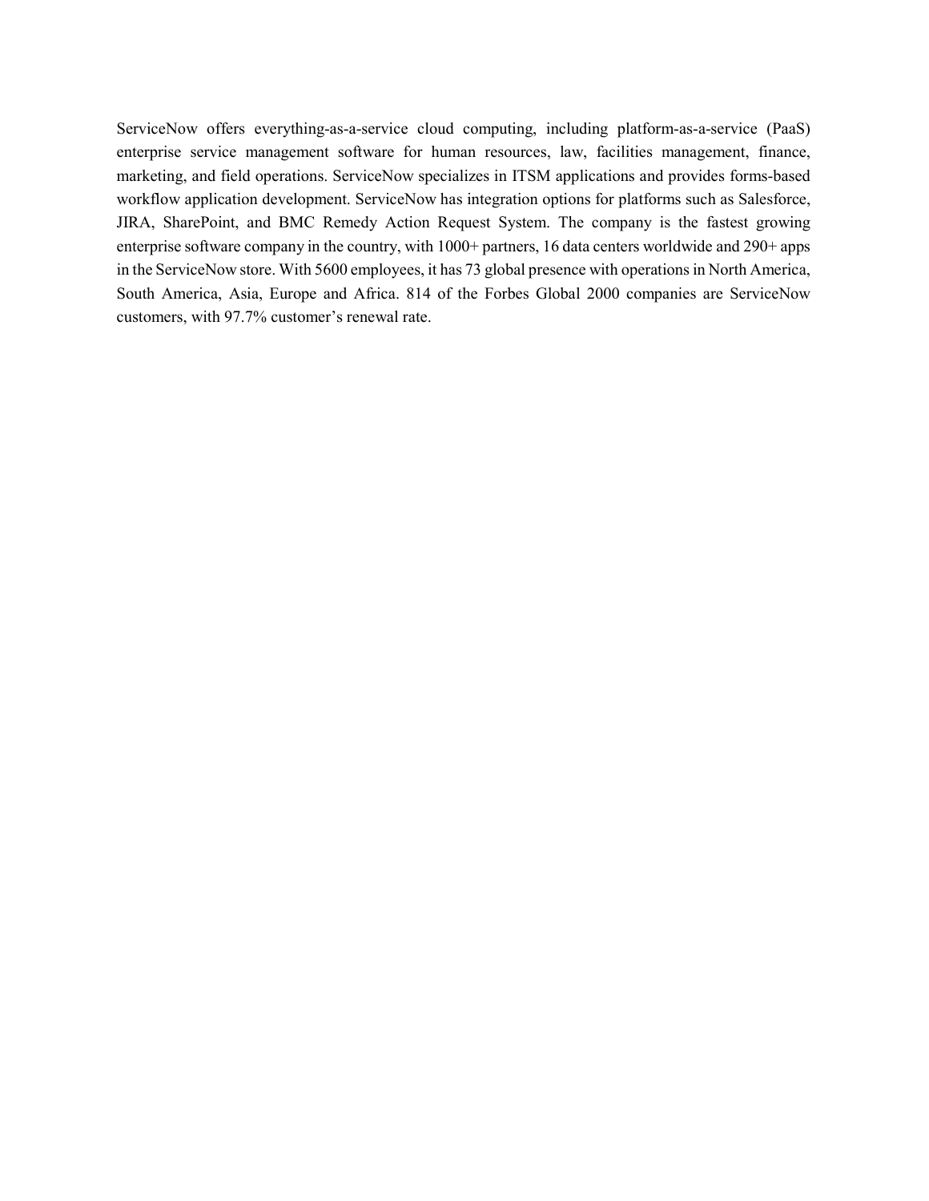ServiceNow offers everything-as-a-service cloud computing, including platform-as-a-service (PaaS) enterprise service management software for human resources, law, facilities management, finance, marketing, and field operations. ServiceNow specializes in ITSM applications and provides forms-based workflow application development. ServiceNow has integration options for platforms such as Salesforce, JIRA, SharePoint, and BMC Remedy Action Request System. The company is the fastest growing enterprise software company in the country, with 1000+ partners, 16 data centers worldwide and 290+ apps in the ServiceNow store. With 5600 employees, it has 73 global presence with operations in North America, South America, Asia, Europe and Africa. 814 of the Forbes Global 2000 companies are ServiceNow customers, with 97.7% customer's renewal rate.